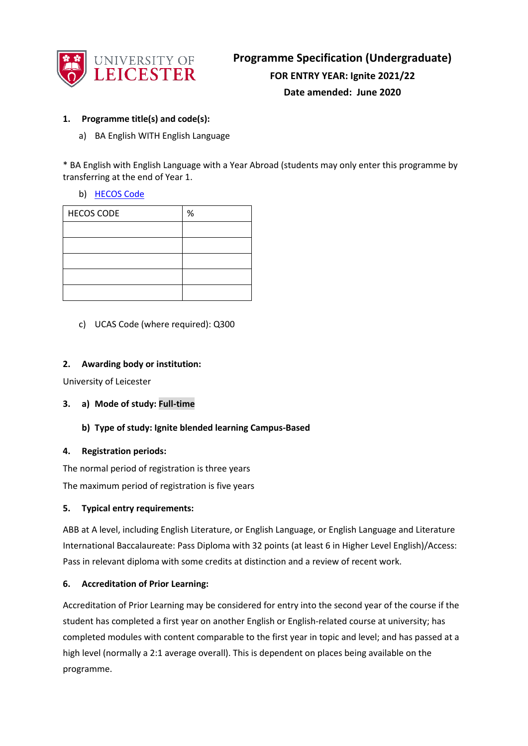# Programme Specification (Undergraduate)

**FOR ENTRY YEAR: Ignite 2021/22**

**Date amended: June 2020**

## 1. Programme title(s) and code(s):

a) BA English WITH English Language

* BA English with English Language with a Year Abroad (students may only enter this programme by transferring at the end of Year 1.

b) HECOS Code

| HECOS CODE | % |
|---|---|
| | |
| | |
| | |
| | |
| | |

c) UCAS Code (where required): Q300

## 2. Awarding body or institution:

University of Leicester

## 3. a) Mode of study: Full-time

### b) Type of study: Ignite blended learning Campus-Based

## 4. Registration periods:

The normal period of registration is three years

The maximum period of registration is five years

## 5. Typical entry requirements:

ABB at A level, including English Literature, or English Language, or English Language and Literature

International Baccalaureate: Pass Diploma with 32 points (at least 6 in Higher Level English)/Access: Pass in relevant diploma with some credits at distinction and a review of recent work.

## 6. Accreditation of Prior Learning:

Accreditation of Prior Learning may be considered for entry into the second year of the course if the student has completed a first year on another English or English-related course at university; has completed modules with content comparable to the first year in topic and level; and has passed at a high level (normally a 2:1 average overall). This is dependent on places being available on the programme.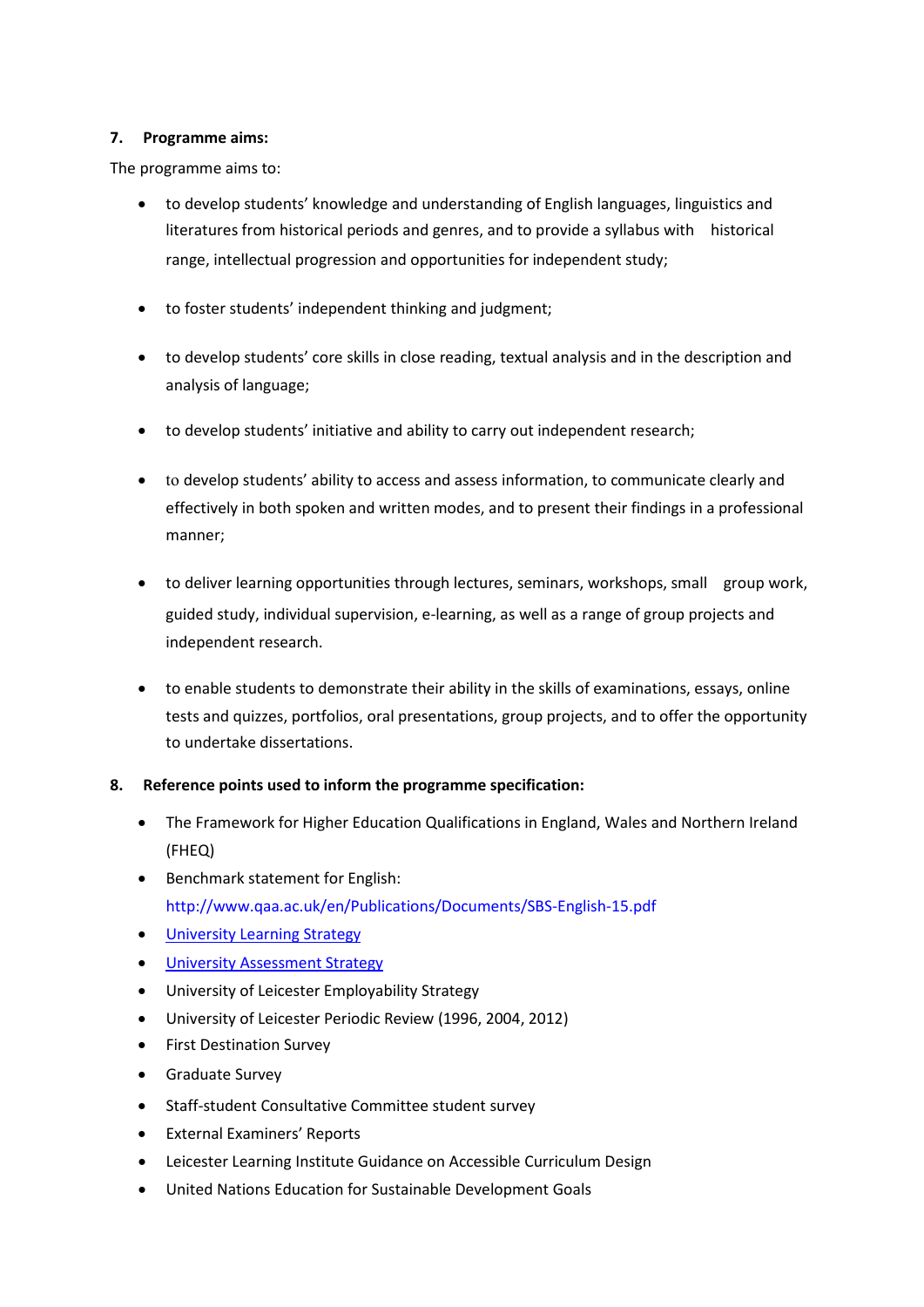## 7. Programme aims:

The programme aims to:

- to develop students' knowledge and understanding of English languages, linguistics and literatures from historical periods and genres, and to provide a syllabus with historical range, intellectual progression and opportunities for independent study;
- to foster students' independent thinking and judgment;
- to develop students' core skills in close reading, textual analysis and in the description and analysis of language;
- to develop students' initiative and ability to carry out independent research;
- to develop students' ability to access and assess information, to communicate clearly and effectively in both spoken and written modes, and to present their findings in a professional manner;
- to deliver learning opportunities through lectures, seminars, workshops, small group work, guided study, individual supervision, e-learning, as well as a range of group projects and independent research.
- to enable students to demonstrate their ability in the skills of examinations, essays, online tests and quizzes, portfolios, oral presentations, group projects, and to offer the opportunity to undertake dissertations.

## 8. Reference points used to inform the programme specification:

- The Framework for Higher Education Qualifications in England, Wales and Northern Ireland (FHEQ)
- Benchmark statement for English: http://www.qaa.ac.uk/en/Publications/Documents/SBS-English-15.pdf
- University Learning Strategy
- University Assessment Strategy
- University of Leicester Employability Strategy
- University of Leicester Periodic Review (1996, 2004, 2012)
- First Destination Survey
- Graduate Survey
- Staff-student Consultative Committee student survey
- External Examiners' Reports
- Leicester Learning Institute Guidance on Accessible Curriculum Design
- United Nations Education for Sustainable Development Goals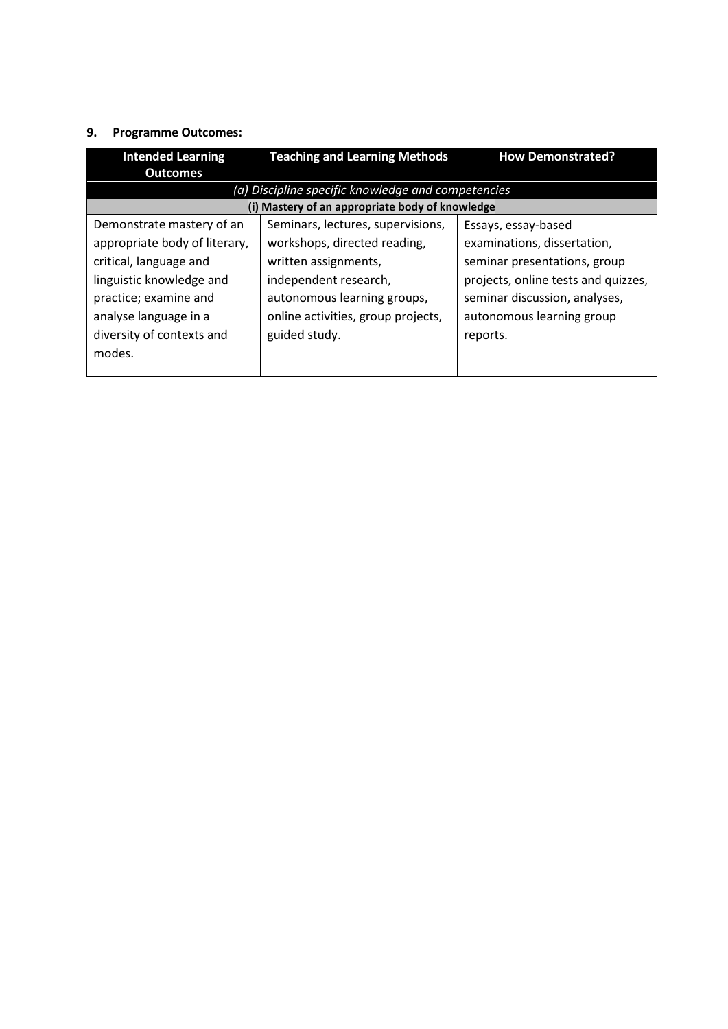## 9. Programme Outcomes:

| Intended Learning Outcomes | Teaching and Learning Methods | How Demonstrated? |
|---|---|---|
| *(a) Discipline specific knowledge and competencies* | | |
| **(i) Mastery of an appropriate body of knowledge** | | |
| Demonstrate mastery of an appropriate body of literary, critical, language and linguistic knowledge and practice; examine and analyse language in a diversity of contexts and modes. | Seminars, lectures, supervisions, workshops, directed reading, written assignments, independent research, autonomous learning groups, online activities, group projects, guided study. | Essays, essay-based examinations, dissertation, seminar presentations, group projects, online tests and quizzes, seminar discussion, analyses, autonomous learning group reports. |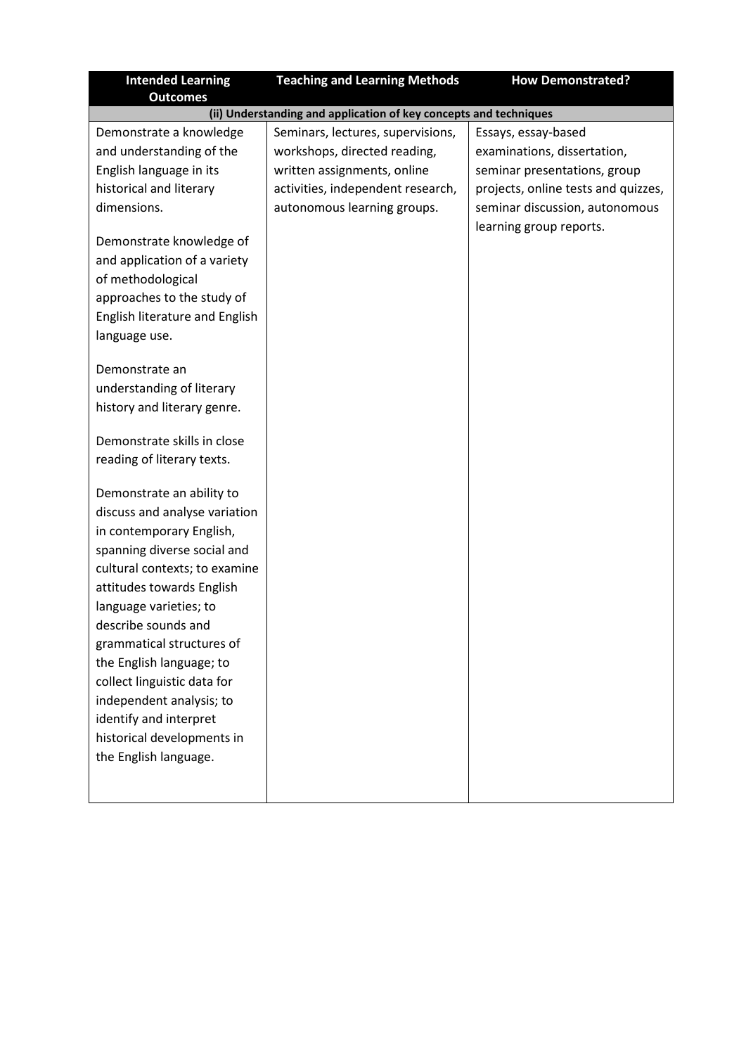| Intended Learning Outcomes | Teaching and Learning Methods | How Demonstrated? |
| --- | --- | --- |
| **(ii) Understanding and application of key concepts and techniques** | | |
| Demonstrate a knowledge and understanding of the English language in its historical and literary dimensions.<br><br>Demonstrate knowledge of and application of a variety of methodological approaches to the study of English literature and English language use.<br><br>Demonstrate an understanding of literary history and literary genre.<br><br>Demonstrate skills in close reading of literary texts.<br><br>Demonstrate an ability to discuss and analyse variation in contemporary English, spanning diverse social and cultural contexts; to examine attitudes towards English language varieties; to describe sounds and grammatical structures of the English language; to collect linguistic data for independent analysis; to identify and interpret historical developments in the English language. | Seminars, lectures, supervisions, workshops, directed reading, written assignments, online activities, independent research, autonomous learning groups. | Essays, essay-based examinations, dissertation, seminar presentations, group projects, online tests and quizzes, seminar discussion, autonomous learning group reports. |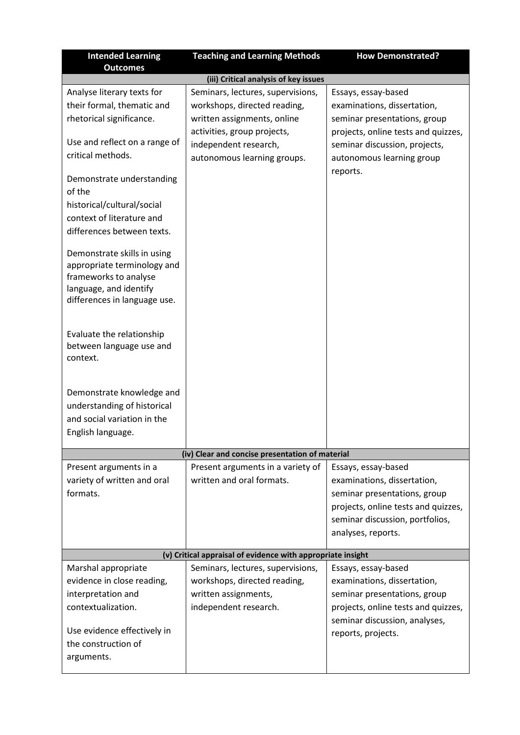| Intended Learning Outcomes | Teaching and Learning Methods | How Demonstrated? |
|---|---|---|
| **(iii) Critical analysis of key issues** | | |
| Analyse literary texts for their formal, thematic and rhetorical significance.<br><br>Use and reflect on a range of critical methods.<br><br>Demonstrate understanding of the historical/cultural/social context of literature and differences between texts.<br><br>Demonstrate skills in using appropriate terminology and frameworks to analyse language, and identify differences in language use.<br><br>Evaluate the relationship between language use and context.<br><br>Demonstrate knowledge and understanding of historical and social variation in the English language. | Seminars, lectures, supervisions, workshops, directed reading, written assignments, online activities, group projects, independent research, autonomous learning groups. | Essays, essay-based examinations, dissertation, seminar presentations, group projects, online tests and quizzes, seminar discussion, projects, autonomous learning group reports. |
| **(iv) Clear and concise presentation of material** | | |
| Present arguments in a variety of written and oral formats. | Present arguments in a variety of written and oral formats. | Essays, essay-based examinations, dissertation, seminar presentations, group projects, online tests and quizzes, seminar discussion, portfolios, analyses, reports. |
| **(v) Critical appraisal of evidence with appropriate insight** | | |
| Marshal appropriate evidence in close reading, interpretation and contextualization.<br><br>Use evidence effectively in the construction of arguments. | Seminars, lectures, supervisions, workshops, directed reading, written assignments, independent research. | Essays, essay-based examinations, dissertation, seminar presentations, group projects, online tests and quizzes, seminar discussion, analyses, reports, projects. |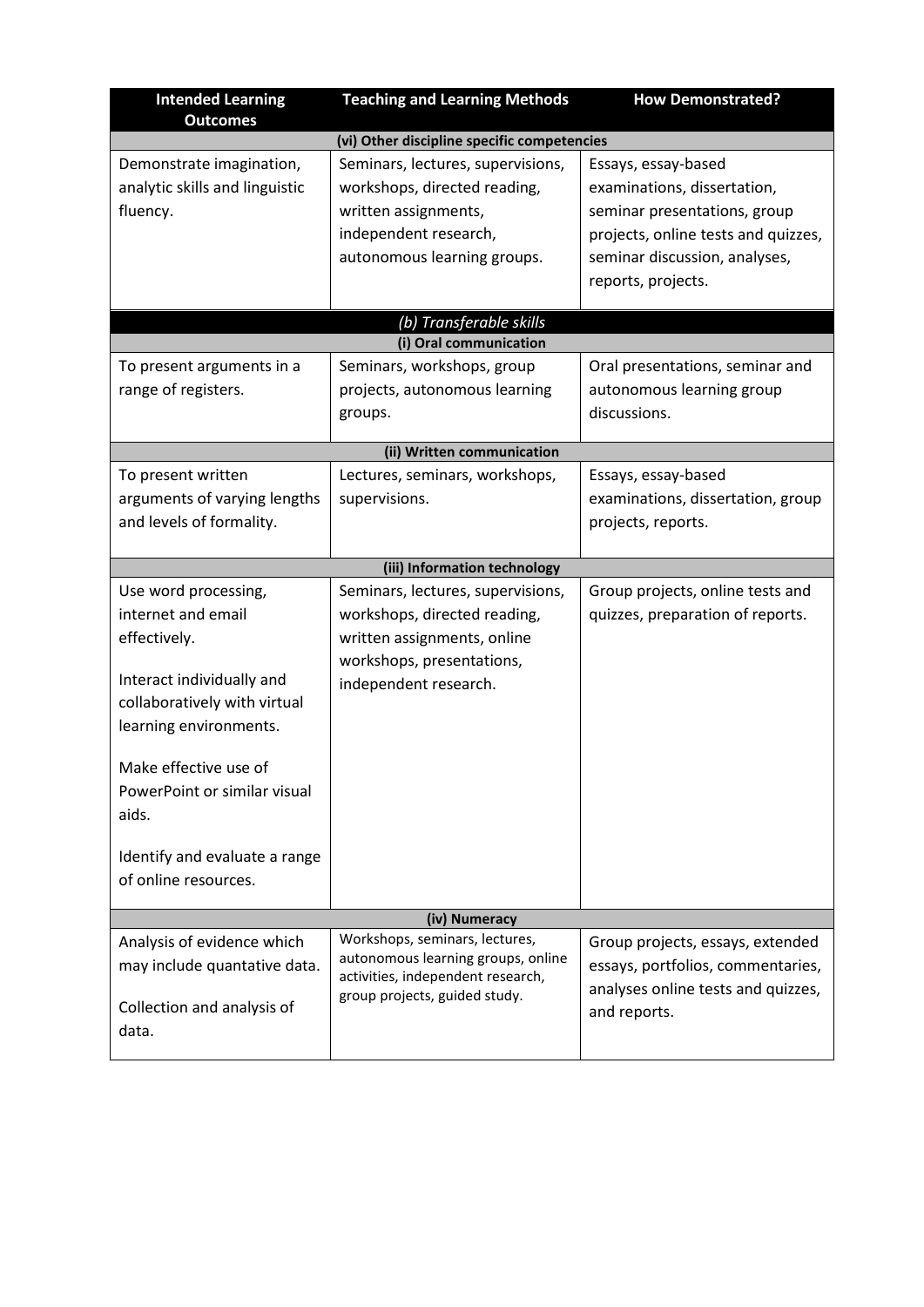| Intended Learning Outcomes | Teaching and Learning Methods | How Demonstrated? |
|---|---|---|
| **(vi) Other discipline specific competencies** | | |
| Demonstrate imagination, analytic skills and linguistic fluency. | Seminars, lectures, supervisions, workshops, directed reading, written assignments, independent research, autonomous learning groups. | Essays, essay-based examinations, dissertation, seminar presentations, group projects, online tests and quizzes, seminar discussion, analyses, reports, projects. |
| ***(b) Transferable skills*** | | |
| **(i) Oral communication** | | |
| To present arguments in a range of registers. | Seminars, workshops, group projects, autonomous learning groups. | Oral presentations, seminar and autonomous learning group discussions. |
| **(ii) Written communication** | | |
| To present written arguments of varying lengths and levels of formality. | Lectures, seminars, workshops, supervisions. | Essays, essay-based examinations, dissertation, group projects, reports. |
| **(iii) Information technology** | | |
| Use word processing, internet and email effectively.<br><br>Interact individually and collaboratively with virtual learning environments.<br><br>Make effective use of PowerPoint or similar visual aids.<br><br>Identify and evaluate a range of online resources. | Seminars, lectures, supervisions, workshops, directed reading, written assignments, online workshops, presentations, independent research. | Group projects, online tests and quizzes, preparation of reports. |
| **(iv) Numeracy** | | |
| Analysis of evidence which may include quantative data.<br><br>Collection and analysis of data. | Workshops, seminars, lectures, autonomous learning groups, online activities, independent research, group projects, guided study. | Group projects, essays, extended essays, portfolios, commentaries, analyses online tests and quizzes, and reports. |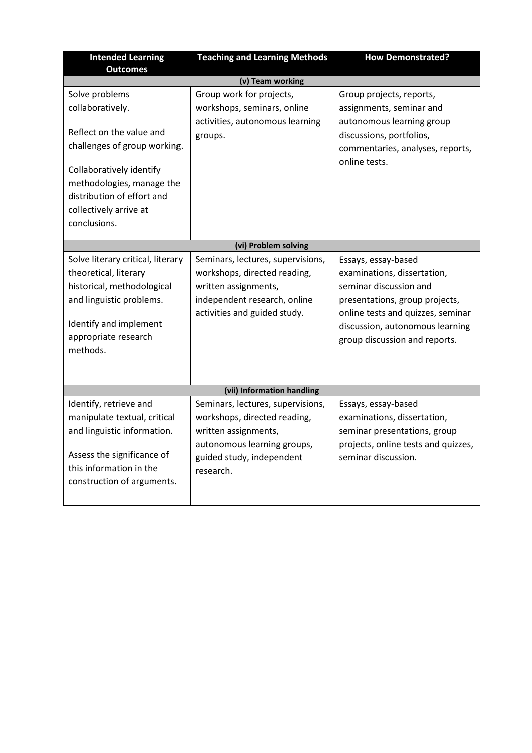| Intended Learning Outcomes | Teaching and Learning Methods | How Demonstrated? |
|---|---|---|
| **(v) Team working** | | |
| Solve problems collaboratively.<br><br>Reflect on the value and challenges of group working.<br><br>Collaboratively identify methodologies, manage the distribution of effort and collectively arrive at conclusions. | Group work for projects, workshops, seminars, online activities, autonomous learning groups. | Group projects, reports, assignments, seminar and autonomous learning group discussions, portfolios, commentaries, analyses, reports, online tests. |
| **(vi) Problem solving** | | |
| Solve literary critical, literary theoretical, literary historical, methodological and linguistic problems.<br><br>Identify and implement appropriate research methods. | Seminars, lectures, supervisions, workshops, directed reading, written assignments, independent research, online activities and guided study. | Essays, essay-based examinations, dissertation, seminar discussion and presentations, group projects, online tests and quizzes, seminar discussion, autonomous learning group discussion and reports. |
| **(vii) Information handling** | | |
| Identify, retrieve and manipulate textual, critical and linguistic information.<br><br>Assess the significance of this information in the construction of arguments. | Seminars, lectures, supervisions, workshops, directed reading, written assignments, autonomous learning groups, guided study, independent research. | Essays, essay-based examinations, dissertation, seminar presentations, group projects, online tests and quizzes, seminar discussion. |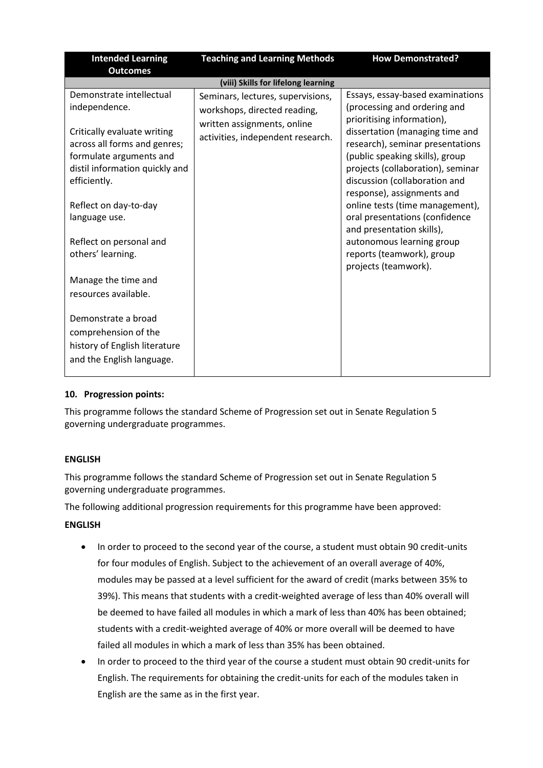| Intended Learning Outcomes | Teaching and Learning Methods | How Demonstrated? |
|---|---|---|
| **(viii) Skills for lifelong learning** | | |
| Demonstrate intellectual independence.<br><br>Critically evaluate writing across all forms and genres; formulate arguments and distil information quickly and efficiently.<br><br>Reflect on day-to-day language use.<br><br>Reflect on personal and others' learning.<br><br>Manage the time and resources available.<br><br>Demonstrate a broad comprehension of the history of English literature and the English language. | Seminars, lectures, supervisions, workshops, directed reading, written assignments, online activities, independent research. | Essays, essay-based examinations (processing and ordering and prioritising information), dissertation (managing time and research), seminar presentations (public speaking skills), group projects (collaboration), seminar discussion (collaboration and response), assignments and online tests (time management), oral presentations (confidence and presentation skills), autonomous learning group reports (teamwork), group projects (teamwork). |

### 10. Progression points:

This programme follows the standard Scheme of Progression set out in Senate Regulation 5 governing undergraduate programmes.

**ENGLISH**

This programme follows the standard Scheme of Progression set out in Senate Regulation 5 governing undergraduate programmes.

The following additional progression requirements for this programme have been approved:

**ENGLISH**

- In order to proceed to the second year of the course, a student must obtain 90 credit-units for four modules of English. Subject to the achievement of an overall average of 40%, modules may be passed at a level sufficient for the award of credit (marks between 35% to 39%). This means that students with a credit-weighted average of less than 40% overall will be deemed to have failed all modules in which a mark of less than 40% has been obtained; students with a credit-weighted average of 40% or more overall will be deemed to have failed all modules in which a mark of less than 35% has been obtained.
- In order to proceed to the third year of the course a student must obtain 90 credit-units for English. The requirements for obtaining the credit-units for each of the modules taken in English are the same as in the first year.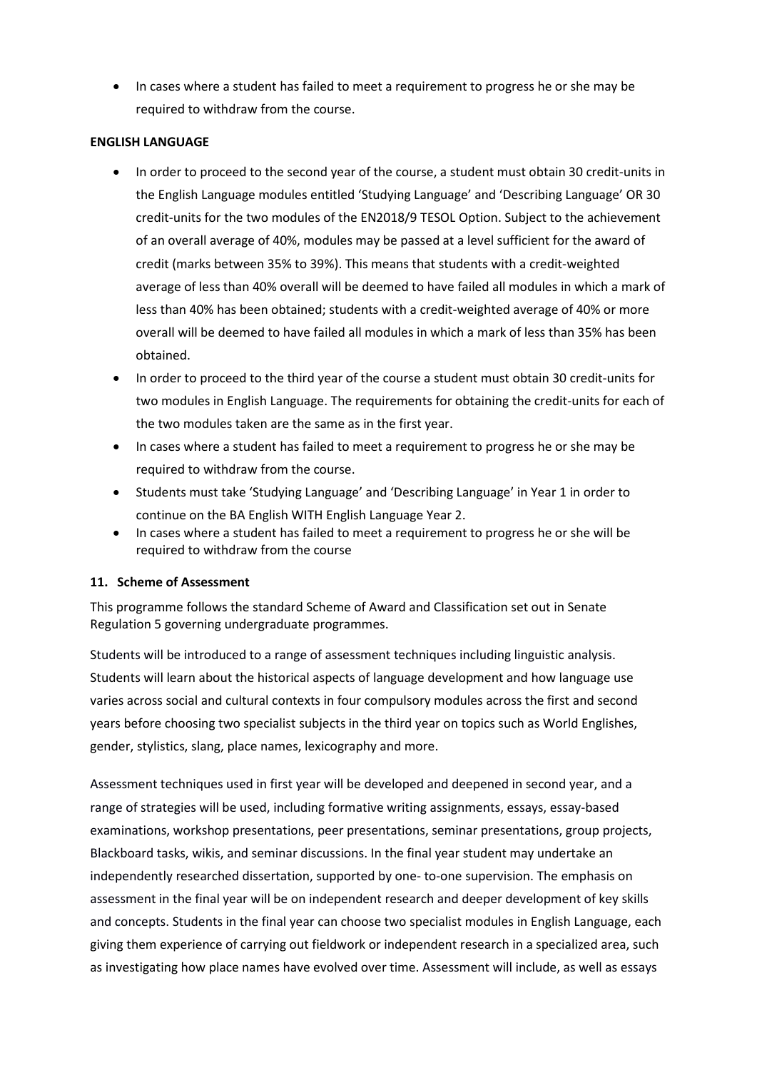- In cases where a student has failed to meet a requirement to progress he or she may be required to withdraw from the course.

**ENGLISH LANGUAGE**

- In order to proceed to the second year of the course, a student must obtain 30 credit-units in the English Language modules entitled 'Studying Language' and 'Describing Language' OR 30 credit-units for the two modules of the EN2018/9 TESOL Option. Subject to the achievement of an overall average of 40%, modules may be passed at a level sufficient for the award of credit (marks between 35% to 39%). This means that students with a credit-weighted average of less than 40% overall will be deemed to have failed all modules in which a mark of less than 40% has been obtained; students with a credit-weighted average of 40% or more overall will be deemed to have failed all modules in which a mark of less than 35% has been obtained.
- In order to proceed to the third year of the course a student must obtain 30 credit-units for two modules in English Language. The requirements for obtaining the credit-units for each of the two modules taken are the same as in the first year.
- In cases where a student has failed to meet a requirement to progress he or she may be required to withdraw from the course.
- Students must take 'Studying Language' and 'Describing Language' in Year 1 in order to continue on the BA English WITH English Language Year 2.
- In cases where a student has failed to meet a requirement to progress he or she will be required to withdraw from the course

**11. Scheme of Assessment**

This programme follows the standard Scheme of Award and Classification set out in Senate Regulation 5 governing undergraduate programmes.

Students will be introduced to a range of assessment techniques including linguistic analysis. Students will learn about the historical aspects of language development and how language use varies across social and cultural contexts in four compulsory modules across the first and second years before choosing two specialist subjects in the third year on topics such as World Englishes, gender, stylistics, slang, place names, lexicography and more.

Assessment techniques used in first year will be developed and deepened in second year, and a range of strategies will be used, including formative writing assignments, essays, essay-based examinations, workshop presentations, peer presentations, seminar presentations, group projects, Blackboard tasks, wikis, and seminar discussions. In the final year student may undertake an independently researched dissertation, supported by one- to-one supervision. The emphasis on assessment in the final year will be on independent research and deeper development of key skills and concepts. Students in the final year can choose two specialist modules in English Language, each giving them experience of carrying out fieldwork or independent research in a specialized area, such as investigating how place names have evolved over time. Assessment will include, as well as essays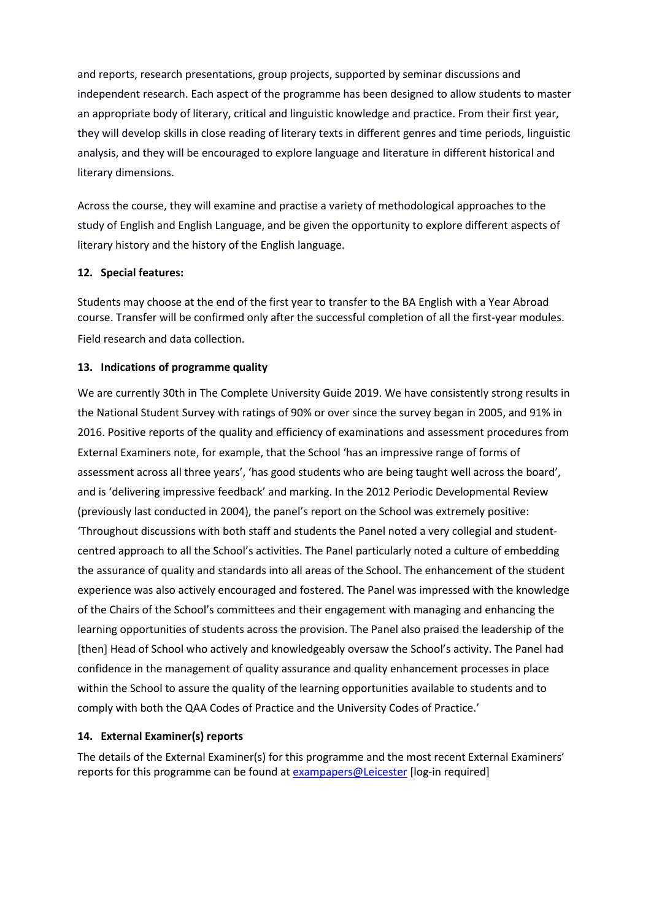and reports, research presentations, group projects, supported by seminar discussions and independent research. Each aspect of the programme has been designed to allow students to master an appropriate body of literary, critical and linguistic knowledge and practice. From their first year, they will develop skills in close reading of literary texts in different genres and time periods, linguistic analysis, and they will be encouraged to explore language and literature in different historical and literary dimensions.

Across the course, they will examine and practise a variety of methodological approaches to the study of English and English Language, and be given the opportunity to explore different aspects of literary history and the history of the English language.

### 12. Special features:

Students may choose at the end of the first year to transfer to the BA English with a Year Abroad course. Transfer will be confirmed only after the successful completion of all the first-year modules.

Field research and data collection.

### 13. Indications of programme quality

We are currently 30th in The Complete University Guide 2019. We have consistently strong results in the National Student Survey with ratings of 90% or over since the survey began in 2005, and 91% in 2016. Positive reports of the quality and efficiency of examinations and assessment procedures from External Examiners note, for example, that the School 'has an impressive range of forms of assessment across all three years', 'has good students who are being taught well across the board', and is 'delivering impressive feedback' and marking. In the 2012 Periodic Developmental Review (previously last conducted in 2004), the panel's report on the School was extremely positive: 'Throughout discussions with both staff and students the Panel noted a very collegial and student-centred approach to all the School's activities. The Panel particularly noted a culture of embedding the assurance of quality and standards into all areas of the School. The enhancement of the student experience was also actively encouraged and fostered. The Panel was impressed with the knowledge of the Chairs of the School's committees and their engagement with managing and enhancing the learning opportunities of students across the provision. The Panel also praised the leadership of the [then] Head of School who actively and knowledgeably oversaw the School's activity. The Panel had confidence in the management of quality assurance and quality enhancement processes in place within the School to assure the quality of the learning opportunities available to students and to comply with both the QAA Codes of Practice and the University Codes of Practice.'

### 14. External Examiner(s) reports

The details of the External Examiner(s) for this programme and the most recent External Examiners' reports for this programme can be found at exampapers@Leicester [log-in required]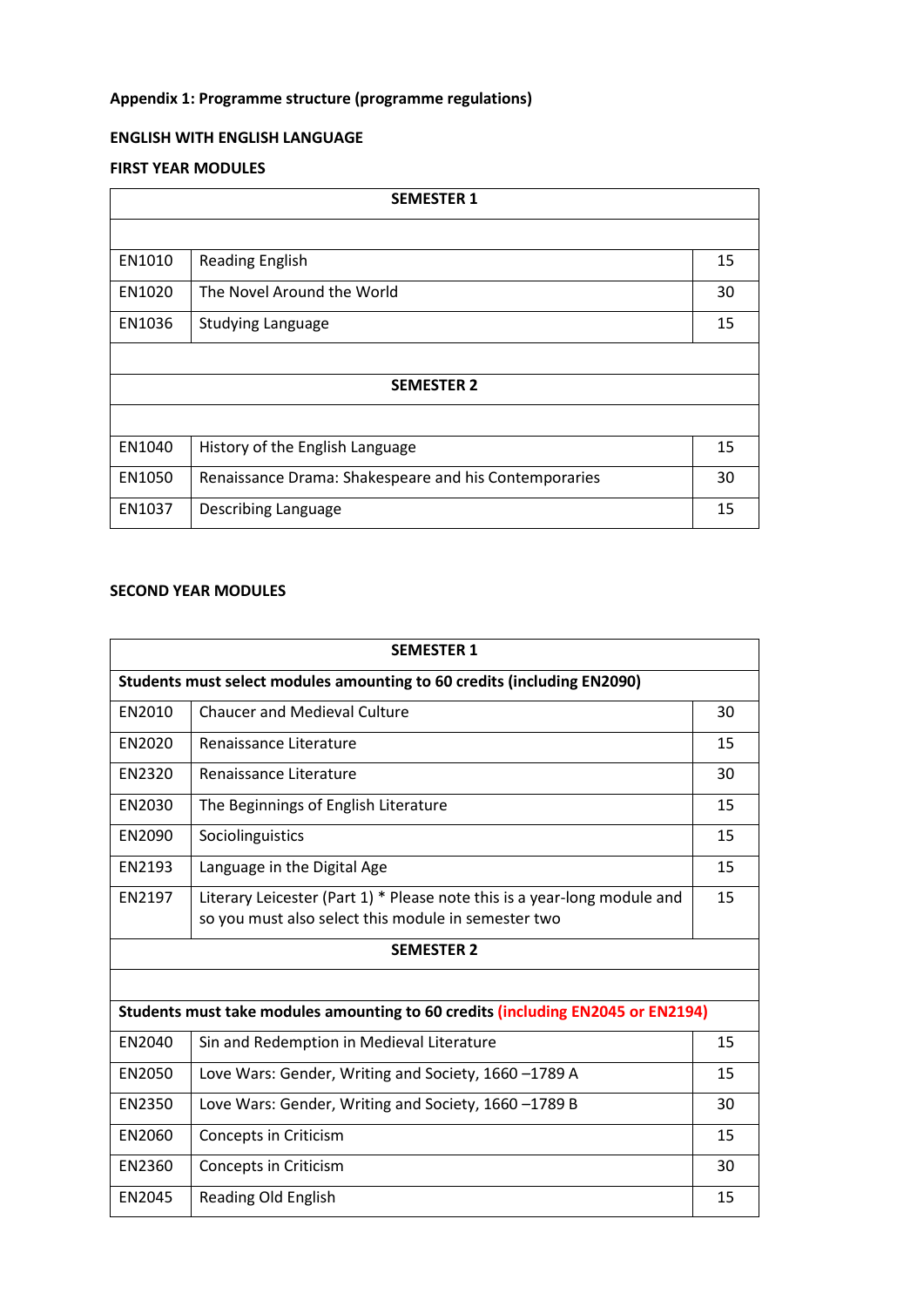**Appendix 1: Programme structure (programme regulations)**

**ENGLISH WITH ENGLISH LANGUAGE**

**FIRST YEAR MODULES**

| SEMESTER 1 | | |
|---|---|---|
| | | |
| EN1010 | Reading English | 15 |
| EN1020 | The Novel Around the World | 30 |
| EN1036 | Studying Language | 15 |
| | | |
| **SEMESTER 2** | | |
| | | |
| EN1040 | History of the English Language | 15 |
| EN1050 | Renaissance Drama: Shakespeare and his Contemporaries | 30 |
| EN1037 | Describing Language | 15 |

**SECOND YEAR MODULES**

| SEMESTER 1 | | |
|---|---|---|
| **Students must select modules amounting to 60 credits (including EN2090)** | | |
| EN2010 | Chaucer and Medieval Culture | 30 |
| EN2020 | Renaissance Literature | 15 |
| EN2320 | Renaissance Literature | 30 |
| EN2030 | The Beginnings of English Literature | 15 |
| EN2090 | Sociolinguistics | 15 |
| EN2193 | Language in the Digital Age | 15 |
| EN2197 | Literary Leicester (Part 1) * Please note this is a year-long module and so you must also select this module in semester two | 15 |
| **SEMESTER 2** | | |
| | | |
| **Students must take modules amounting to 60 credits (including EN2045 or EN2194)** | | |
| EN2040 | Sin and Redemption in Medieval Literature | 15 |
| EN2050 | Love Wars: Gender, Writing and Society, 1660 –1789 A | 15 |
| EN2350 | Love Wars: Gender, Writing and Society, 1660 –1789 B | 30 |
| EN2060 | Concepts in Criticism | 15 |
| EN2360 | Concepts in Criticism | 30 |
| EN2045 | Reading Old English | 15 |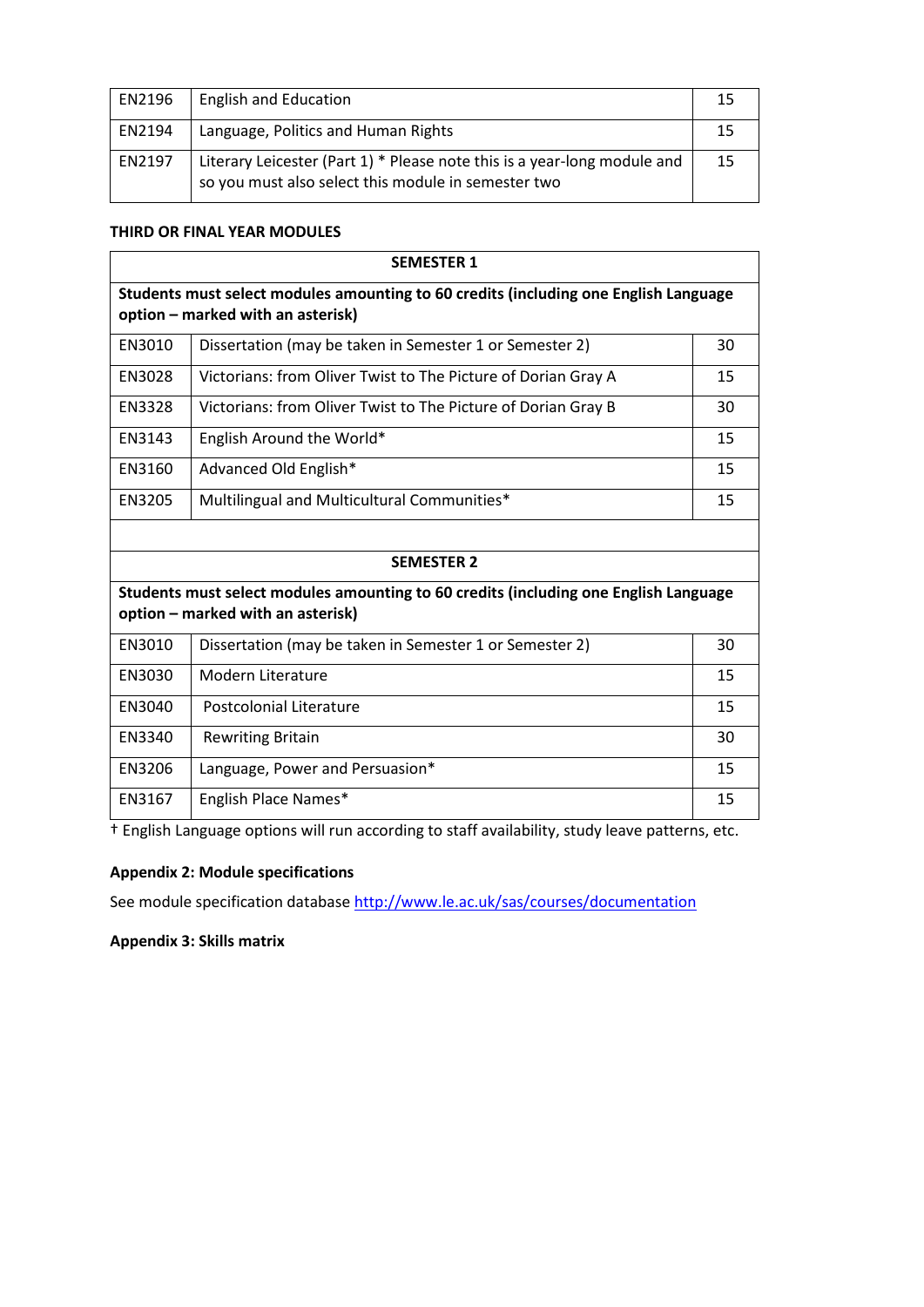| | | |
|---|---|---|
| EN2196 | English and Education | 15 |
| EN2194 | Language, Politics and Human Rights | 15 |
| EN2197 | Literary Leicester (Part 1) * Please note this is a year-long module and so you must also select this module in semester two | 15 |

**THIRD OR FINAL YEAR MODULES**

| | | |
|---|---|---|
| **SEMESTER 1** | | |
| **Students must select modules amounting to 60 credits (including one English Language option – marked with an asterisk)** | | |
| EN3010 | Dissertation (may be taken in Semester 1 or Semester 2) | 30 |
| EN3028 | Victorians: from Oliver Twist to The Picture of Dorian Gray A | 15 |
| EN3328 | Victorians: from Oliver Twist to The Picture of Dorian Gray B | 30 |
| EN3143 | English Around the World* | 15 |
| EN3160 | Advanced Old English* | 15 |
| EN3205 | Multilingual and Multicultural Communities* | 15 |
| | | |
| **SEMESTER 2** | | |
| **Students must select modules amounting to 60 credits (including one English Language option – marked with an asterisk)** | | |
| EN3010 | Dissertation (may be taken in Semester 1 or Semester 2) | 30 |
| EN3030 | Modern Literature | 15 |
| EN3040 | Postcolonial Literature | 15 |
| EN3340 | Rewriting Britain | 30 |
| EN3206 | Language, Power and Persuasion* | 15 |
| EN3167 | English Place Names* | 15 |

† English Language options will run according to staff availability, study leave patterns, etc.

**Appendix 2: Module specifications**

See module specification database http://www.le.ac.uk/sas/courses/documentation

**Appendix 3: Skills matrix**